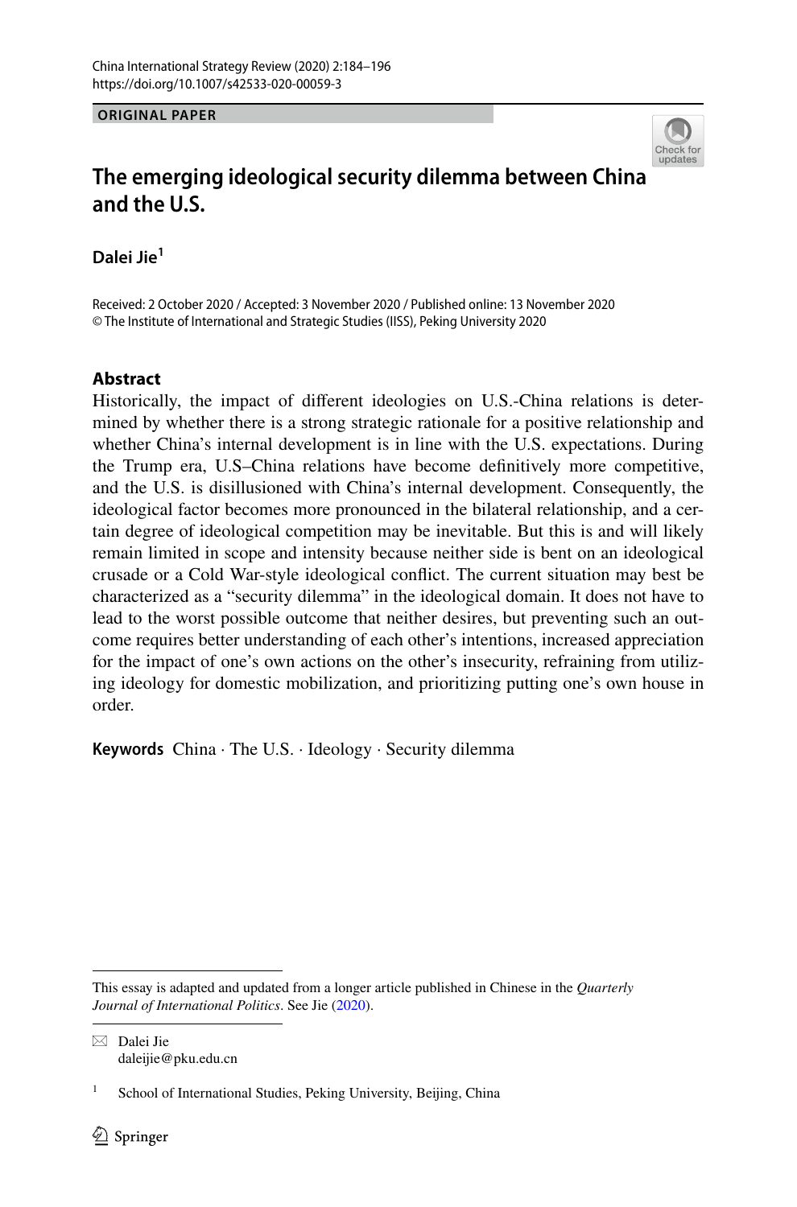ORIGINAL PAPER

# The emerging ideological security dilemma between China and the U.S.

**Dalei Jie**[1]

Received: 2 October 2020 / Accepted: 3 November 2020 / Published online: 13 November 2020
© The Institute of International and Strategic Studies (IISS), Peking University 2020

## Abstract

Historically, the impact of different ideologies on U.S.-China relations is determined by whether there is a strong strategic rationale for a positive relationship and whether China's internal development is in line with the U.S. expectations. During the Trump era, U.S–China relations have become definitively more competitive, and the U.S. is disillusioned with China's internal development. Consequently, the ideological factor becomes more pronounced in the bilateral relationship, and a certain degree of ideological competition may be inevitable. But this is and will likely remain limited in scope and intensity because neither side is bent on an ideological crusade or a Cold War-style ideological conflict. The current situation may best be characterized as a "security dilemma" in the ideological domain. It does not have to lead to the worst possible outcome that neither desires, but preventing such an outcome requires better understanding of each other's intentions, increased appreciation for the impact of one's own actions on the other's insecurity, refraining from utilizing ideology for domestic mobilization, and prioritizing putting one's own house in order.

**Keywords** China · The U.S. · Ideology · Security dilemma

---

This essay is adapted and updated from a longer article published in Chinese in the *Quarterly Journal of International Politics*. See Jie (2020).

✉ Dalei Jie
daleijie@pku.edu.cn

[1] School of International Studies, Peking University, Beijing, China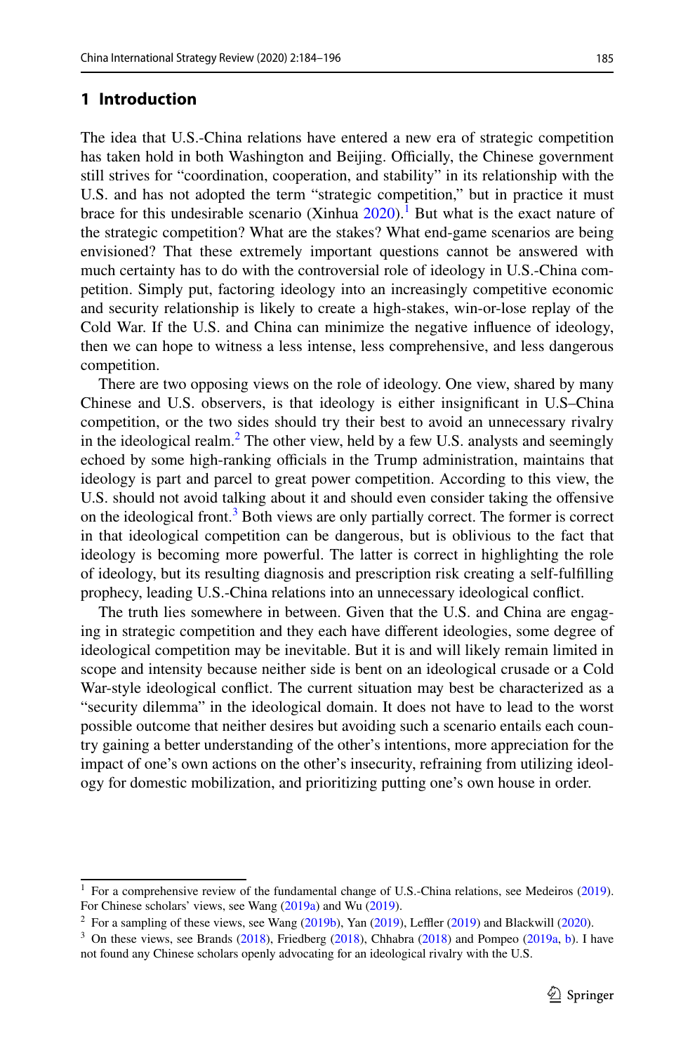## 1 Introduction

The idea that U.S.-China relations have entered a new era of strategic competition has taken hold in both Washington and Beijing. Officially, the Chinese government still strives for "coordination, cooperation, and stability" in its relationship with the U.S. and has not adopted the term "strategic competition," but in practice it must brace for this undesirable scenario (Xinhua 2020).[1] But what is the exact nature of the strategic competition? What are the stakes? What end-game scenarios are being envisioned? That these extremely important questions cannot be answered with much certainty has to do with the controversial role of ideology in U.S.-China competition. Simply put, factoring ideology into an increasingly competitive economic and security relationship is likely to create a high-stakes, win-or-lose replay of the Cold War. If the U.S. and China can minimize the negative influence of ideology, then we can hope to witness a less intense, less comprehensive, and less dangerous competition.

There are two opposing views on the role of ideology. One view, shared by many Chinese and U.S. observers, is that ideology is either insignificant in U.S–China competition, or the two sides should try their best to avoid an unnecessary rivalry in the ideological realm.[2] The other view, held by a few U.S. analysts and seemingly echoed by some high-ranking officials in the Trump administration, maintains that ideology is part and parcel to great power competition. According to this view, the U.S. should not avoid talking about it and should even consider taking the offensive on the ideological front.[3] Both views are only partially correct. The former is correct in that ideological competition can be dangerous, but is oblivious to the fact that ideology is becoming more powerful. The latter is correct in highlighting the role of ideology, but its resulting diagnosis and prescription risk creating a self-fulfilling prophecy, leading U.S.-China relations into an unnecessary ideological conflict.

The truth lies somewhere in between. Given that the U.S. and China are engaging in strategic competition and they each have different ideologies, some degree of ideological competition may be inevitable. But it is and will likely remain limited in scope and intensity because neither side is bent on an ideological crusade or a Cold War-style ideological conflict. The current situation may best be characterized as a "security dilemma" in the ideological domain. It does not have to lead to the worst possible outcome that neither desires but avoiding such a scenario entails each country gaining a better understanding of the other's intentions, more appreciation for the impact of one's own actions on the other's insecurity, refraining from utilizing ideology for domestic mobilization, and prioritizing putting one's own house in order.

---

[1] For a comprehensive review of the fundamental change of U.S.-China relations, see Medeiros (2019). For Chinese scholars' views, see Wang (2019a) and Wu (2019).

[2] For a sampling of these views, see Wang (2019b), Yan (2019), Leffler (2019) and Blackwill (2020).

[3] On these views, see Brands (2018), Friedberg (2018), Chhabra (2018) and Pompeo (2019a, b). I have not found any Chinese scholars openly advocating for an ideological rivalry with the U.S.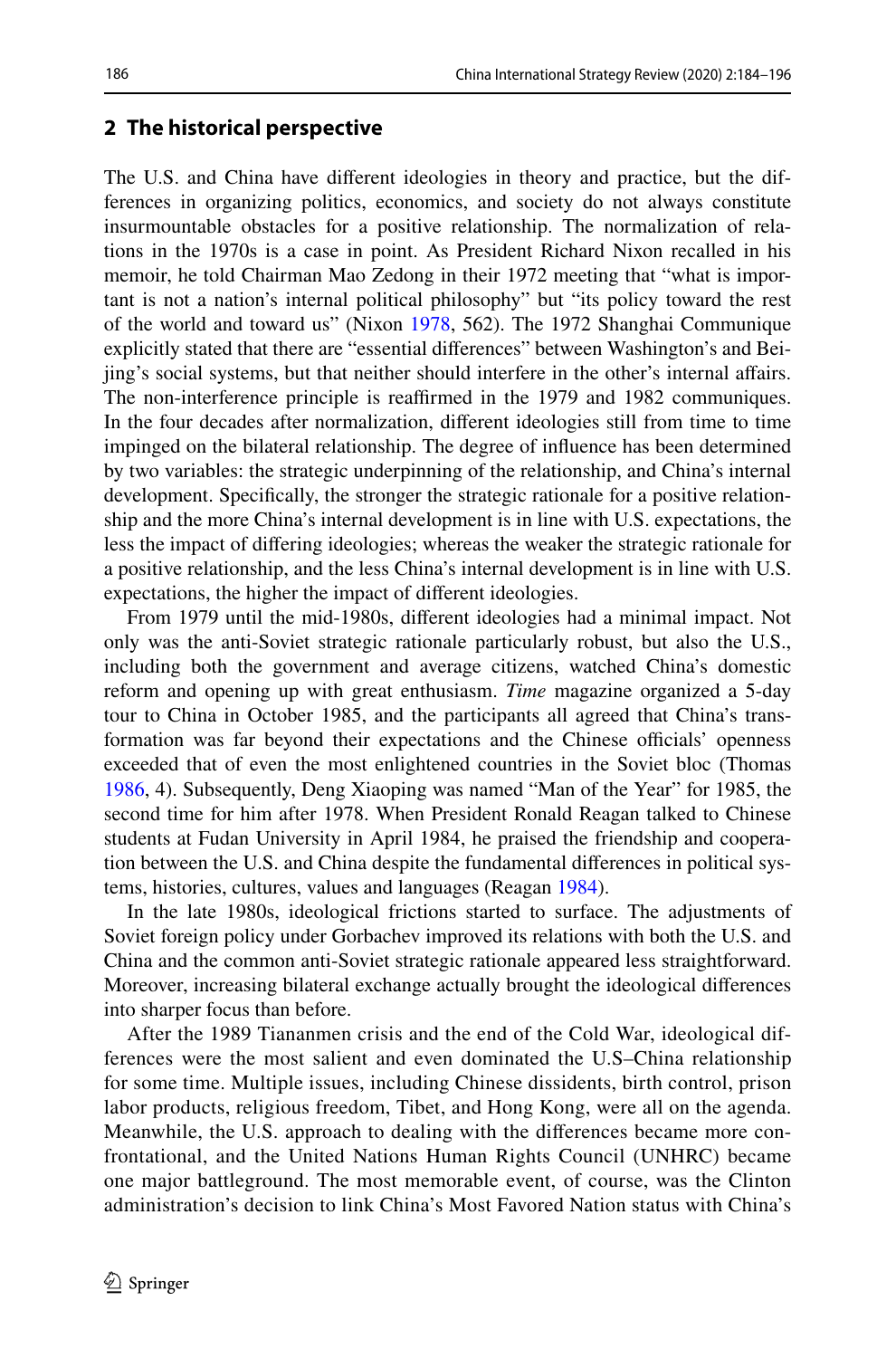## 2 The historical perspective

The U.S. and China have different ideologies in theory and practice, but the differences in organizing politics, economics, and society do not always constitute insurmountable obstacles for a positive relationship. The normalization of relations in the 1970s is a case in point. As President Richard Nixon recalled in his memoir, he told Chairman Mao Zedong in their 1972 meeting that "what is important is not a nation's internal political philosophy" but "its policy toward the rest of the world and toward us" (Nixon 1978, 562). The 1972 Shanghai Communique explicitly stated that there are "essential differences" between Washington's and Beijing's social systems, but that neither should interfere in the other's internal affairs. The non-interference principle is reaffirmed in the 1979 and 1982 communiques. In the four decades after normalization, different ideologies still from time to time impinged on the bilateral relationship. The degree of influence has been determined by two variables: the strategic underpinning of the relationship, and China's internal development. Specifically, the stronger the strategic rationale for a positive relationship and the more China's internal development is in line with U.S. expectations, the less the impact of differing ideologies; whereas the weaker the strategic rationale for a positive relationship, and the less China's internal development is in line with U.S. expectations, the higher the impact of different ideologies.

From 1979 until the mid-1980s, different ideologies had a minimal impact. Not only was the anti-Soviet strategic rationale particularly robust, but also the U.S., including both the government and average citizens, watched China's domestic reform and opening up with great enthusiasm. *Time* magazine organized a 5-day tour to China in October 1985, and the participants all agreed that China's transformation was far beyond their expectations and the Chinese officials' openness exceeded that of even the most enlightened countries in the Soviet bloc (Thomas 1986, 4). Subsequently, Deng Xiaoping was named "Man of the Year" for 1985, the second time for him after 1978. When President Ronald Reagan talked to Chinese students at Fudan University in April 1984, he praised the friendship and cooperation between the U.S. and China despite the fundamental differences in political systems, histories, cultures, values and languages (Reagan 1984).

In the late 1980s, ideological frictions started to surface. The adjustments of Soviet foreign policy under Gorbachev improved its relations with both the U.S. and China and the common anti-Soviet strategic rationale appeared less straightforward. Moreover, increasing bilateral exchange actually brought the ideological differences into sharper focus than before.

After the 1989 Tiananmen crisis and the end of the Cold War, ideological differences were the most salient and even dominated the U.S–China relationship for some time. Multiple issues, including Chinese dissidents, birth control, prison labor products, religious freedom, Tibet, and Hong Kong, were all on the agenda. Meanwhile, the U.S. approach to dealing with the differences became more confrontational, and the United Nations Human Rights Council (UNHRC) became one major battleground. The most memorable event, of course, was the Clinton administration's decision to link China's Most Favored Nation status with China's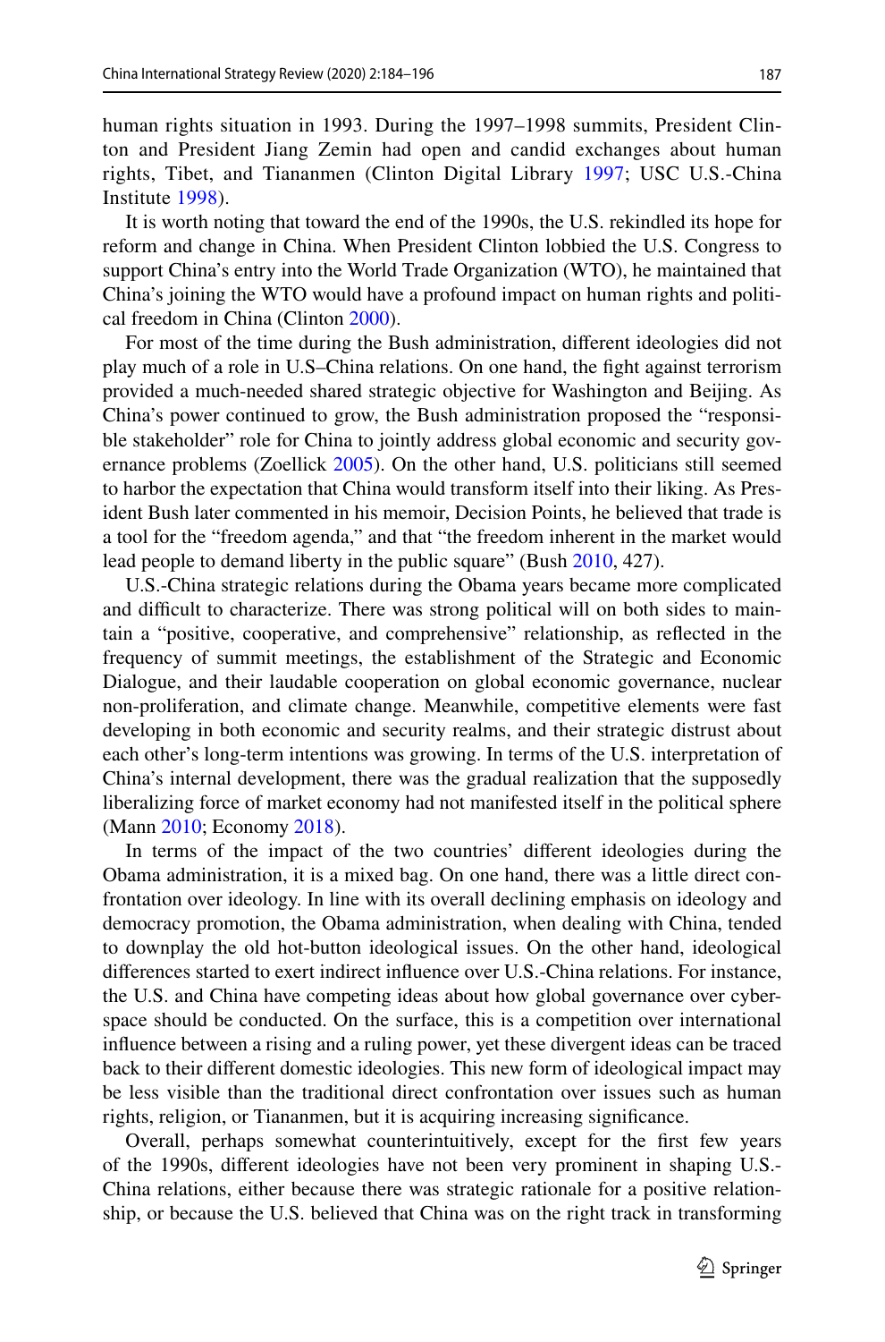human rights situation in 1993. During the 1997–1998 summits, President Clinton and President Jiang Zemin had open and candid exchanges about human rights, Tibet, and Tiananmen (Clinton Digital Library 1997; USC U.S.-China Institute 1998).

It is worth noting that toward the end of the 1990s, the U.S. rekindled its hope for reform and change in China. When President Clinton lobbied the U.S. Congress to support China's entry into the World Trade Organization (WTO), he maintained that China's joining the WTO would have a profound impact on human rights and political freedom in China (Clinton 2000).

For most of the time during the Bush administration, different ideologies did not play much of a role in U.S–China relations. On one hand, the fight against terrorism provided a much-needed shared strategic objective for Washington and Beijing. As China's power continued to grow, the Bush administration proposed the "responsible stakeholder" role for China to jointly address global economic and security governance problems (Zoellick 2005). On the other hand, U.S. politicians still seemed to harbor the expectation that China would transform itself into their liking. As President Bush later commented in his memoir, Decision Points, he believed that trade is a tool for the "freedom agenda," and that "the freedom inherent in the market would lead people to demand liberty in the public square" (Bush 2010, 427).

U.S.-China strategic relations during the Obama years became more complicated and difficult to characterize. There was strong political will on both sides to maintain a "positive, cooperative, and comprehensive" relationship, as reflected in the frequency of summit meetings, the establishment of the Strategic and Economic Dialogue, and their laudable cooperation on global economic governance, nuclear non-proliferation, and climate change. Meanwhile, competitive elements were fast developing in both economic and security realms, and their strategic distrust about each other's long-term intentions was growing. In terms of the U.S. interpretation of China's internal development, there was the gradual realization that the supposedly liberalizing force of market economy had not manifested itself in the political sphere (Mann 2010; Economy 2018).

In terms of the impact of the two countries' different ideologies during the Obama administration, it is a mixed bag. On one hand, there was a little direct confrontation over ideology. In line with its overall declining emphasis on ideology and democracy promotion, the Obama administration, when dealing with China, tended to downplay the old hot-button ideological issues. On the other hand, ideological differences started to exert indirect influence over U.S.-China relations. For instance, the U.S. and China have competing ideas about how global governance over cyberspace should be conducted. On the surface, this is a competition over international influence between a rising and a ruling power, yet these divergent ideas can be traced back to their different domestic ideologies. This new form of ideological impact may be less visible than the traditional direct confrontation over issues such as human rights, religion, or Tiananmen, but it is acquiring increasing significance.

Overall, perhaps somewhat counterintuitively, except for the first few years of the 1990s, different ideologies have not been very prominent in shaping U.S.-China relations, either because there was strategic rationale for a positive relationship, or because the U.S. believed that China was on the right track in transforming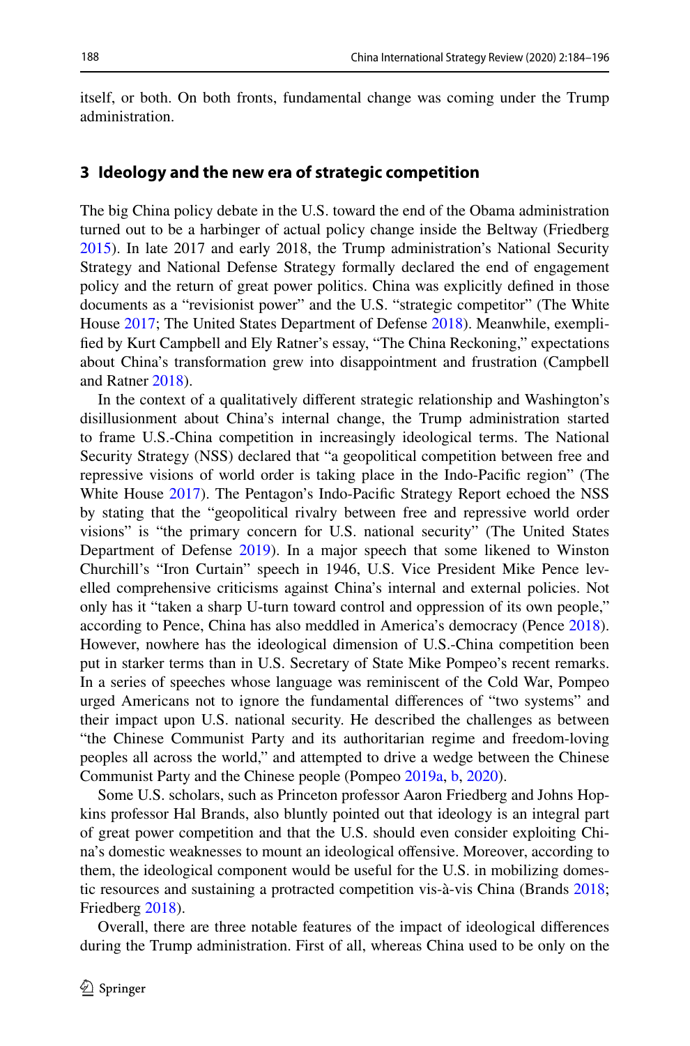itself, or both. On both fronts, fundamental change was coming under the Trump administration.

## 3 Ideology and the new era of strategic competition

The big China policy debate in the U.S. toward the end of the Obama administration turned out to be a harbinger of actual policy change inside the Beltway (Friedberg 2015). In late 2017 and early 2018, the Trump administration's National Security Strategy and National Defense Strategy formally declared the end of engagement policy and the return of great power politics. China was explicitly defined in those documents as a "revisionist power" and the U.S. "strategic competitor" (The White House 2017; The United States Department of Defense 2018). Meanwhile, exemplified by Kurt Campbell and Ely Ratner's essay, "The China Reckoning," expectations about China's transformation grew into disappointment and frustration (Campbell and Ratner 2018).

In the context of a qualitatively different strategic relationship and Washington's disillusionment about China's internal change, the Trump administration started to frame U.S.-China competition in increasingly ideological terms. The National Security Strategy (NSS) declared that "a geopolitical competition between free and repressive visions of world order is taking place in the Indo-Pacific region" (The White House 2017). The Pentagon's Indo-Pacific Strategy Report echoed the NSS by stating that the "geopolitical rivalry between free and repressive world order visions" is "the primary concern for U.S. national security" (The United States Department of Defense 2019). In a major speech that some likened to Winston Churchill's "Iron Curtain" speech in 1946, U.S. Vice President Mike Pence levelled comprehensive criticisms against China's internal and external policies. Not only has it "taken a sharp U-turn toward control and oppression of its own people," according to Pence, China has also meddled in America's democracy (Pence 2018). However, nowhere has the ideological dimension of U.S.-China competition been put in starker terms than in U.S. Secretary of State Mike Pompeo's recent remarks. In a series of speeches whose language was reminiscent of the Cold War, Pompeo urged Americans not to ignore the fundamental differences of "two systems" and their impact upon U.S. national security. He described the challenges as between "the Chinese Communist Party and its authoritarian regime and freedom-loving peoples all across the world," and attempted to drive a wedge between the Chinese Communist Party and the Chinese people (Pompeo 2019a, b, 2020).

Some U.S. scholars, such as Princeton professor Aaron Friedberg and Johns Hopkins professor Hal Brands, also bluntly pointed out that ideology is an integral part of great power competition and that the U.S. should even consider exploiting China's domestic weaknesses to mount an ideological offensive. Moreover, according to them, the ideological component would be useful for the U.S. in mobilizing domestic resources and sustaining a protracted competition vis-à-vis China (Brands 2018; Friedberg 2018).

Overall, there are three notable features of the impact of ideological differences during the Trump administration. First of all, whereas China used to be only on the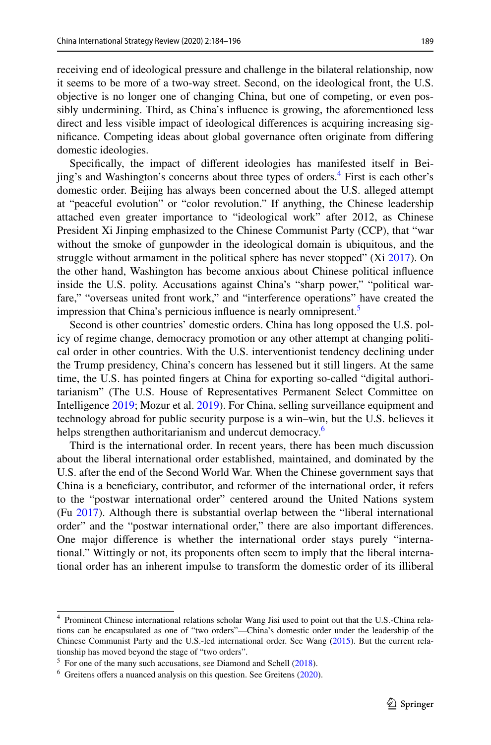receiving end of ideological pressure and challenge in the bilateral relationship, now it seems to be more of a two-way street. Second, on the ideological front, the U.S. objective is no longer one of changing China, but one of competing, or even possibly undermining. Third, as China's influence is growing, the aforementioned less direct and less visible impact of ideological differences is acquiring increasing significance. Competing ideas about global governance often originate from differing domestic ideologies.

Specifically, the impact of different ideologies has manifested itself in Beijing's and Washington's concerns about three types of orders.[4] First is each other's domestic order. Beijing has always been concerned about the U.S. alleged attempt at "peaceful evolution" or "color revolution." If anything, the Chinese leadership attached even greater importance to "ideological work" after 2012, as Chinese President Xi Jinping emphasized to the Chinese Communist Party (CCP), that "war without the smoke of gunpowder in the ideological domain is ubiquitous, and the struggle without armament in the political sphere has never stopped" (Xi 2017). On the other hand, Washington has become anxious about Chinese political influence inside the U.S. polity. Accusations against China's "sharp power," "political warfare," "overseas united front work," and "interference operations" have created the impression that China's pernicious influence is nearly omnipresent.[5]

Second is other countries' domestic orders. China has long opposed the U.S. policy of regime change, democracy promotion or any other attempt at changing political order in other countries. With the U.S. interventionist tendency declining under the Trump presidency, China's concern has lessened but it still lingers. At the same time, the U.S. has pointed fingers at China for exporting so-called "digital authoritarianism" (The U.S. House of Representatives Permanent Select Committee on Intelligence 2019; Mozur et al. 2019). For China, selling surveillance equipment and technology abroad for public security purpose is a win–win, but the U.S. believes it helps strengthen authoritarianism and undercut democracy.[6]

Third is the international order. In recent years, there has been much discussion about the liberal international order established, maintained, and dominated by the U.S. after the end of the Second World War. When the Chinese government says that China is a beneficiary, contributor, and reformer of the international order, it refers to the "postwar international order" centered around the United Nations system (Fu 2017). Although there is substantial overlap between the "liberal international order" and the "postwar international order," there are also important differences. One major difference is whether the international order stays purely "international." Wittingly or not, its proponents often seem to imply that the liberal international order has an inherent impulse to transform the domestic order of its illiberal

---

[4] Prominent Chinese international relations scholar Wang Jisi used to point out that the U.S.-China relations can be encapsulated as one of "two orders"—China's domestic order under the leadership of the Chinese Communist Party and the U.S.-led international order. See Wang (2015). But the current relationship has moved beyond the stage of "two orders".

[5] For one of the many such accusations, see Diamond and Schell (2018).

[6] Greitens offers a nuanced analysis on this question. See Greitens (2020).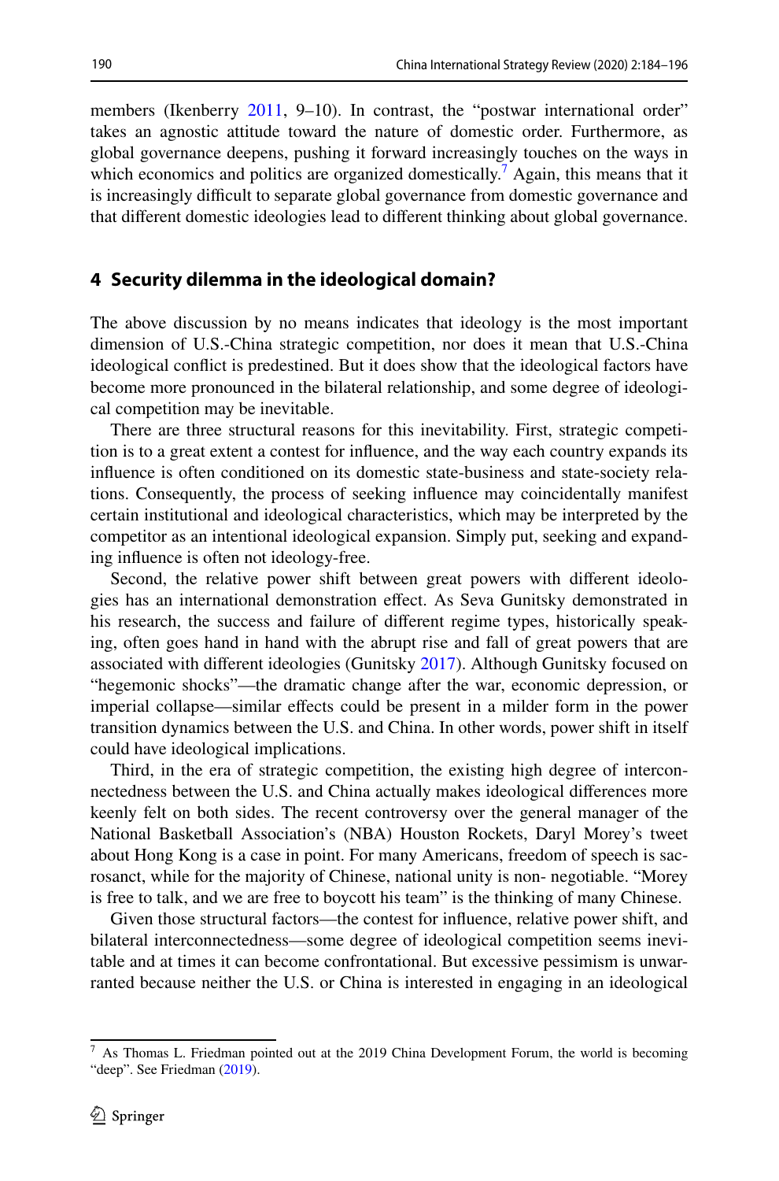members (Ikenberry 2011, 9–10). In contrast, the "postwar international order" takes an agnostic attitude toward the nature of domestic order. Furthermore, as global governance deepens, pushing it forward increasingly touches on the ways in which economics and politics are organized domestically.[7] Again, this means that it is increasingly difficult to separate global governance from domestic governance and that different domestic ideologies lead to different thinking about global governance.

## 4 Security dilemma in the ideological domain?

The above discussion by no means indicates that ideology is the most important dimension of U.S.-China strategic competition, nor does it mean that U.S.-China ideological conflict is predestined. But it does show that the ideological factors have become more pronounced in the bilateral relationship, and some degree of ideological competition may be inevitable.

There are three structural reasons for this inevitability. First, strategic competition is to a great extent a contest for influence, and the way each country expands its influence is often conditioned on its domestic state-business and state-society relations. Consequently, the process of seeking influence may coincidentally manifest certain institutional and ideological characteristics, which may be interpreted by the competitor as an intentional ideological expansion. Simply put, seeking and expanding influence is often not ideology-free.

Second, the relative power shift between great powers with different ideologies has an international demonstration effect. As Seva Gunitsky demonstrated in his research, the success and failure of different regime types, historically speaking, often goes hand in hand with the abrupt rise and fall of great powers that are associated with different ideologies (Gunitsky 2017). Although Gunitsky focused on "hegemonic shocks"—the dramatic change after the war, economic depression, or imperial collapse—similar effects could be present in a milder form in the power transition dynamics between the U.S. and China. In other words, power shift in itself could have ideological implications.

Third, in the era of strategic competition, the existing high degree of interconnectedness between the U.S. and China actually makes ideological differences more keenly felt on both sides. The recent controversy over the general manager of the National Basketball Association's (NBA) Houston Rockets, Daryl Morey's tweet about Hong Kong is a case in point. For many Americans, freedom of speech is sacrosanct, while for the majority of Chinese, national unity is non- negotiable. "Morey is free to talk, and we are free to boycott his team" is the thinking of many Chinese.

Given those structural factors—the contest for influence, relative power shift, and bilateral interconnectedness—some degree of ideological competition seems inevitable and at times it can become confrontational. But excessive pessimism is unwarranted because neither the U.S. or China is interested in engaging in an ideological

---

[7] As Thomas L. Friedman pointed out at the 2019 China Development Forum, the world is becoming "deep". See Friedman (2019).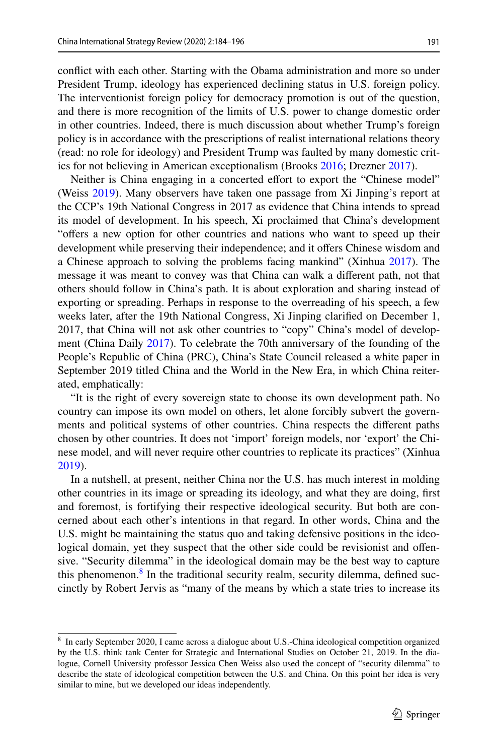conflict with each other. Starting with the Obama administration and more so under President Trump, ideology has experienced declining status in U.S. foreign policy. The interventionist foreign policy for democracy promotion is out of the question, and there is more recognition of the limits of U.S. power to change domestic order in other countries. Indeed, there is much discussion about whether Trump's foreign policy is in accordance with the prescriptions of realist international relations theory (read: no role for ideology) and President Trump was faulted by many domestic critics for not believing in American exceptionalism (Brooks 2016; Drezner 2017).

Neither is China engaging in a concerted effort to export the "Chinese model" (Weiss 2019). Many observers have taken one passage from Xi Jinping's report at the CCP's 19th National Congress in 2017 as evidence that China intends to spread its model of development. In his speech, Xi proclaimed that China's development "offers a new option for other countries and nations who want to speed up their development while preserving their independence; and it offers Chinese wisdom and a Chinese approach to solving the problems facing mankind" (Xinhua 2017). The message it was meant to convey was that China can walk a different path, not that others should follow in China's path. It is about exploration and sharing instead of exporting or spreading. Perhaps in response to the overreading of his speech, a few weeks later, after the 19th National Congress, Xi Jinping clarified on December 1, 2017, that China will not ask other countries to "copy" China's model of development (China Daily 2017). To celebrate the 70th anniversary of the founding of the People's Republic of China (PRC), China's State Council released a white paper in September 2019 titled China and the World in the New Era, in which China reiterated, emphatically:

"It is the right of every sovereign state to choose its own development path. No country can impose its own model on others, let alone forcibly subvert the governments and political systems of other countries. China respects the different paths chosen by other countries. It does not 'import' foreign models, nor 'export' the Chinese model, and will never require other countries to replicate its practices" (Xinhua 2019).

In a nutshell, at present, neither China nor the U.S. has much interest in molding other countries in its image or spreading its ideology, and what they are doing, first and foremost, is fortifying their respective ideological security. But both are concerned about each other's intentions in that regard. In other words, China and the U.S. might be maintaining the status quo and taking defensive positions in the ideological domain, yet they suspect that the other side could be revisionist and offensive. "Security dilemma" in the ideological domain may be the best way to capture this phenomenon.[8] In the traditional security realm, security dilemma, defined succinctly by Robert Jervis as "many of the means by which a state tries to increase its

[8] In early September 2020, I came across a dialogue about U.S.-China ideological competition organized by the U.S. think tank Center for Strategic and International Studies on October 21, 2019. In the dialogue, Cornell University professor Jessica Chen Weiss also used the concept of "security dilemma" to describe the state of ideological competition between the U.S. and China. On this point her idea is very similar to mine, but we developed our ideas independently.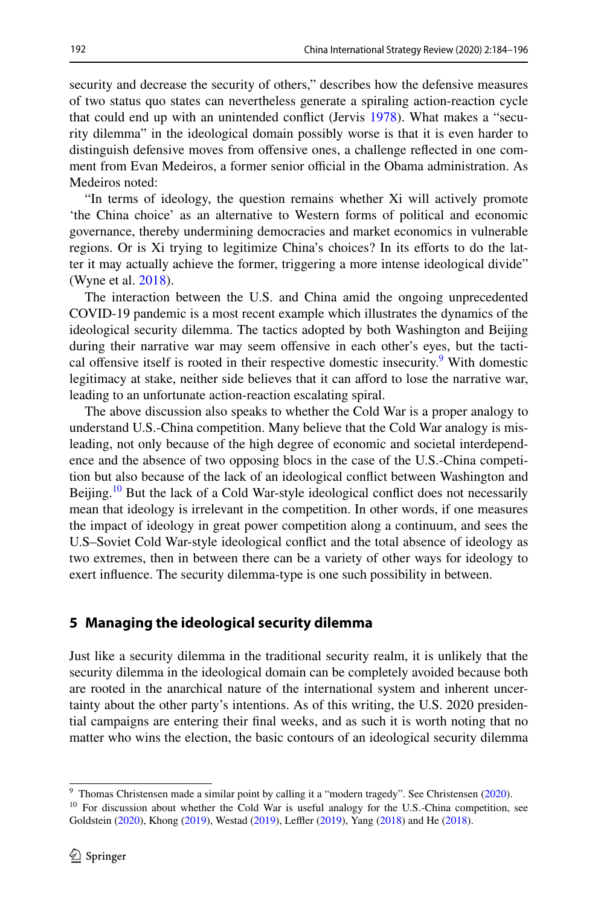security and decrease the security of others," describes how the defensive measures of two status quo states can nevertheless generate a spiraling action-reaction cycle that could end up with an unintended conflict (Jervis 1978). What makes a "security dilemma" in the ideological domain possibly worse is that it is even harder to distinguish defensive moves from offensive ones, a challenge reflected in one comment from Evan Medeiros, a former senior official in the Obama administration. As Medeiros noted:

"In terms of ideology, the question remains whether Xi will actively promote 'the China choice' as an alternative to Western forms of political and economic governance, thereby undermining democracies and market economics in vulnerable regions. Or is Xi trying to legitimize China's choices? In its efforts to do the latter it may actually achieve the former, triggering a more intense ideological divide" (Wyne et al. 2018).

The interaction between the U.S. and China amid the ongoing unprecedented COVID-19 pandemic is a most recent example which illustrates the dynamics of the ideological security dilemma. The tactics adopted by both Washington and Beijing during their narrative war may seem offensive in each other's eyes, but the tactical offensive itself is rooted in their respective domestic insecurity.[9] With domestic legitimacy at stake, neither side believes that it can afford to lose the narrative war, leading to an unfortunate action-reaction escalating spiral.

The above discussion also speaks to whether the Cold War is a proper analogy to understand U.S.-China competition. Many believe that the Cold War analogy is misleading, not only because of the high degree of economic and societal interdependence and the absence of two opposing blocs in the case of the U.S.-China competition but also because of the lack of an ideological conflict between Washington and Beijing.[10] But the lack of a Cold War-style ideological conflict does not necessarily mean that ideology is irrelevant in the competition. In other words, if one measures the impact of ideology in great power competition along a continuum, and sees the U.S–Soviet Cold War-style ideological conflict and the total absence of ideology as two extremes, then in between there can be a variety of other ways for ideology to exert influence. The security dilemma-type is one such possibility in between.

## 5 Managing the ideological security dilemma

Just like a security dilemma in the traditional security realm, it is unlikely that the security dilemma in the ideological domain can be completely avoided because both are rooted in the anarchical nature of the international system and inherent uncertainty about the other party's intentions. As of this writing, the U.S. 2020 presidential campaigns are entering their final weeks, and as such it is worth noting that no matter who wins the election, the basic contours of an ideological security dilemma

[9] Thomas Christensen made a similar point by calling it a "modern tragedy". See Christensen (2020).

[10] For discussion about whether the Cold War is useful analogy for the U.S.-China competition, see Goldstein (2020), Khong (2019), Westad (2019), Leffler (2019), Yang (2018) and He (2018).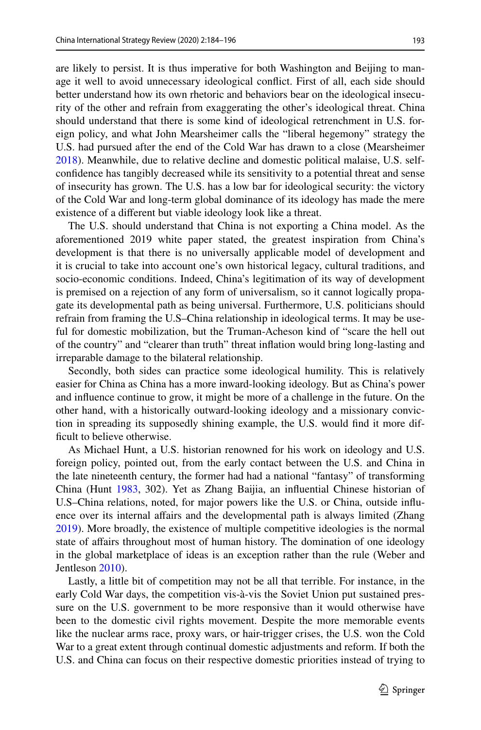are likely to persist. It is thus imperative for both Washington and Beijing to manage it well to avoid unnecessary ideological conflict. First of all, each side should better understand how its own rhetoric and behaviors bear on the ideological insecurity of the other and refrain from exaggerating the other's ideological threat. China should understand that there is some kind of ideological retrenchment in U.S. foreign policy, and what John Mearsheimer calls the "liberal hegemony" strategy the U.S. had pursued after the end of the Cold War has drawn to a close (Mearsheimer 2018). Meanwhile, due to relative decline and domestic political malaise, U.S. self-confidence has tangibly decreased while its sensitivity to a potential threat and sense of insecurity has grown. The U.S. has a low bar for ideological security: the victory of the Cold War and long-term global dominance of its ideology has made the mere existence of a different but viable ideology look like a threat.

The U.S. should understand that China is not exporting a China model. As the aforementioned 2019 white paper stated, the greatest inspiration from China's development is that there is no universally applicable model of development and it is crucial to take into account one's own historical legacy, cultural traditions, and socio-economic conditions. Indeed, China's legitimation of its way of development is premised on a rejection of any form of universalism, so it cannot logically propagate its developmental path as being universal. Furthermore, U.S. politicians should refrain from framing the U.S–China relationship in ideological terms. It may be useful for domestic mobilization, but the Truman-Acheson kind of "scare the hell out of the country" and "clearer than truth" threat inflation would bring long-lasting and irreparable damage to the bilateral relationship.

Secondly, both sides can practice some ideological humility. This is relatively easier for China as China has a more inward-looking ideology. But as China's power and influence continue to grow, it might be more of a challenge in the future. On the other hand, with a historically outward-looking ideology and a missionary conviction in spreading its supposedly shining example, the U.S. would find it more difficult to believe otherwise.

As Michael Hunt, a U.S. historian renowned for his work on ideology and U.S. foreign policy, pointed out, from the early contact between the U.S. and China in the late nineteenth century, the former had had a national "fantasy" of transforming China (Hunt 1983, 302). Yet as Zhang Baijia, an influential Chinese historian of U.S–China relations, noted, for major powers like the U.S. or China, outside influence over its internal affairs and the developmental path is always limited (Zhang 2019). More broadly, the existence of multiple competitive ideologies is the normal state of affairs throughout most of human history. The domination of one ideology in the global marketplace of ideas is an exception rather than the rule (Weber and Jentleson 2010).

Lastly, a little bit of competition may not be all that terrible. For instance, in the early Cold War days, the competition vis-à-vis the Soviet Union put sustained pressure on the U.S. government to be more responsive than it would otherwise have been to the domestic civil rights movement. Despite the more memorable events like the nuclear arms race, proxy wars, or hair-trigger crises, the U.S. won the Cold War to a great extent through continual domestic adjustments and reform. If both the U.S. and China can focus on their respective domestic priorities instead of trying to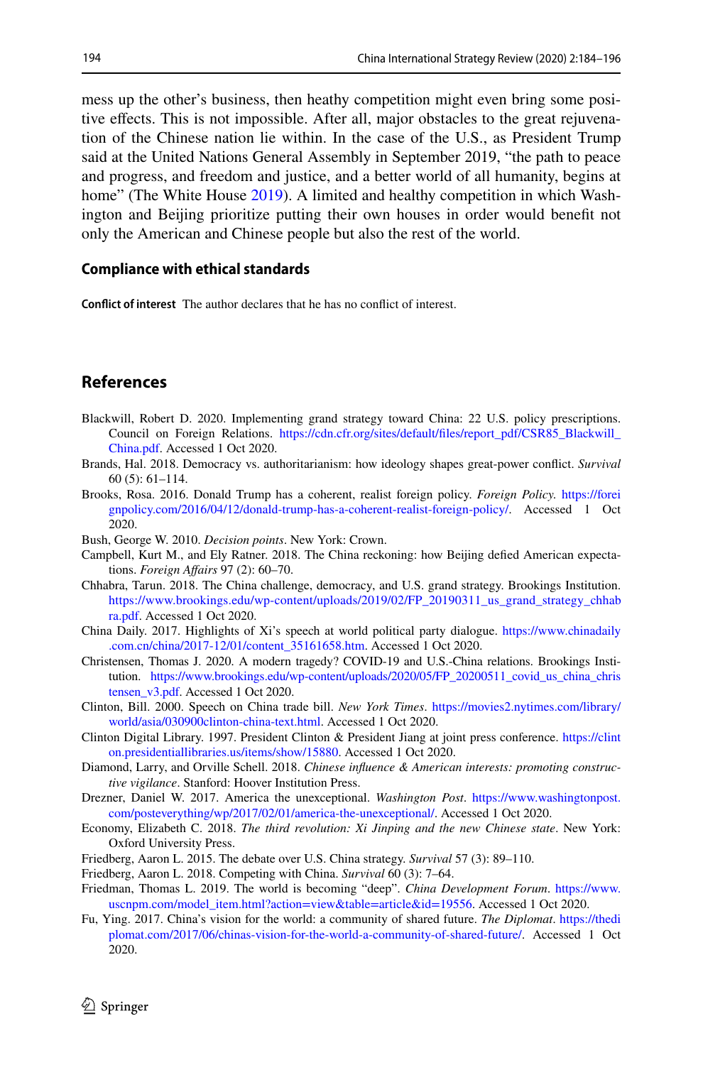mess up the other's business, then heathy competition might even bring some positive effects. This is not impossible. After all, major obstacles to the great rejuvenation of the Chinese nation lie within. In the case of the U.S., as President Trump said at the United Nations General Assembly in September 2019, "the path to peace and progress, and freedom and justice, and a better world of all humanity, begins at home" (The White House 2019). A limited and healthy competition in which Washington and Beijing prioritize putting their own houses in order would benefit not only the American and Chinese people but also the rest of the world.

### Compliance with ethical standards

**Conflict of interest** The author declares that he has no conflict of interest.

## References

Blackwill, Robert D. 2020. Implementing grand strategy toward China: 22 U.S. policy prescriptions. Council on Foreign Relations. https://cdn.cfr.org/sites/default/files/report_pdf/CSR85_Blackwill_China.pdf. Accessed 1 Oct 2020.

Brands, Hal. 2018. Democracy vs. authoritarianism: how ideology shapes great-power conflict. *Survival* 60 (5): 61–114.

Brooks, Rosa. 2016. Donald Trump has a coherent, realist foreign policy. *Foreign Policy*. https://foreignpolicy.com/2016/04/12/donald-trump-has-a-coherent-realist-foreign-policy/. Accessed 1 Oct 2020.

Bush, George W. 2010. *Decision points*. New York: Crown.

Campbell, Kurt M., and Ely Ratner. 2018. The China reckoning: how Beijing defied American expectations. *Foreign Affairs* 97 (2): 60–70.

Chhabra, Tarun. 2018. The China challenge, democracy, and U.S. grand strategy. Brookings Institution. https://www.brookings.edu/wp-content/uploads/2019/02/FP_20190311_us_grand_strategy_chhabra.pdf. Accessed 1 Oct 2020.

China Daily. 2017. Highlights of Xi's speech at world political party dialogue. https://www.chinadaily.com.cn/china/2017-12/01/content_35161658.htm. Accessed 1 Oct 2020.

Christensen, Thomas J. 2020. A modern tragedy? COVID-19 and U.S.-China relations. Brookings Institution. https://www.brookings.edu/wp-content/uploads/2020/05/FP_20200511_covid_us_china_christensen_v3.pdf. Accessed 1 Oct 2020.

Clinton, Bill. 2000. Speech on China trade bill. *New York Times*. https://movies2.nytimes.com/library/world/asia/030900clinton-china-text.html. Accessed 1 Oct 2020.

Clinton Digital Library. 1997. President Clinton & President Jiang at joint press conference. https://clinton.presidentiallibraries.us/items/show/15880. Accessed 1 Oct 2020.

Diamond, Larry, and Orville Schell. 2018. *Chinese influence & American interests: promoting constructive vigilance*. Stanford: Hoover Institution Press.

Drezner, Daniel W. 2017. America the unexceptional. *Washington Post*. https://www.washingtonpost.com/posteverything/wp/2017/02/01/america-the-unexceptional/. Accessed 1 Oct 2020.

Economy, Elizabeth C. 2018. *The third revolution: Xi Jinping and the new Chinese state*. New York: Oxford University Press.

Friedberg, Aaron L. 2015. The debate over U.S. China strategy. *Survival* 57 (3): 89–110.

Friedberg, Aaron L. 2018. Competing with China. *Survival* 60 (3): 7–64.

Friedman, Thomas L. 2019. The world is becoming "deep". *China Development Forum*. https://www.uscnpm.com/model_item.html?action=view&table=article&id=19556. Accessed 1 Oct 2020.

Fu, Ying. 2017. China's vision for the world: a community of shared future. *The Diplomat*. https://thediplomat.com/2017/06/chinas-vision-for-the-world-a-community-of-shared-future/. Accessed 1 Oct 2020.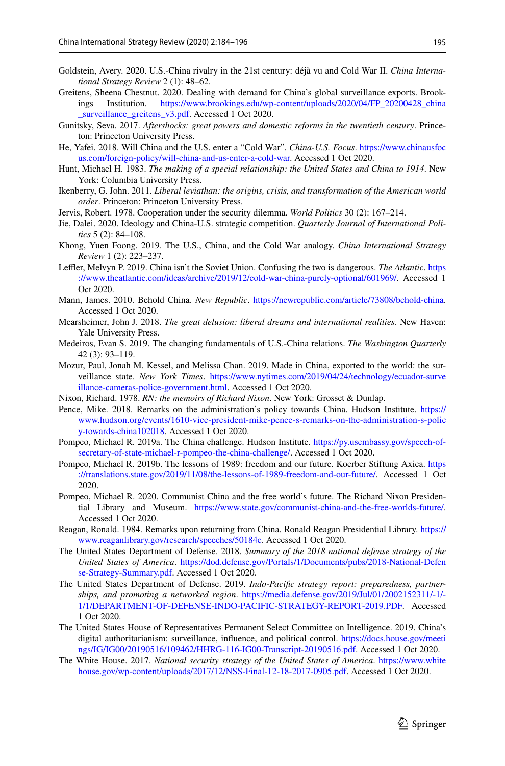Goldstein, Avery. 2020. U.S.-China rivalry in the 21st century: déjà vu and Cold War II. *China International Strategy Review* 2 (1): 48–62.

Greitens, Sheena Chestnut. 2020. Dealing with demand for China's global surveillance exports. Brookings Institution. https://www.brookings.edu/wp-content/uploads/2020/04/FP_20200428_china_surveillance_greitens_v3.pdf. Accessed 1 Oct 2020.

Gunitsky, Seva. 2017. *Aftershocks: great powers and domestic reforms in the twentieth century*. Princeton: Princeton University Press.

He, Yafei. 2018. Will China and the U.S. enter a "Cold War". *China-U.S. Focus*. https://www.chinausfocus.com/foreign-policy/will-china-and-us-enter-a-cold-war. Accessed 1 Oct 2020.

Hunt, Michael H. 1983. *The making of a special relationship: the United States and China to 1914*. New York: Columbia University Press.

Ikenberry, G. John. 2011. *Liberal leviathan: the origins, crisis, and transformation of the American world order*. Princeton: Princeton University Press.

Jervis, Robert. 1978. Cooperation under the security dilemma. *World Politics* 30 (2): 167–214.

Jie, Dalei. 2020. Ideology and China-U.S. strategic competition. *Quarterly Journal of International Politics* 5 (2): 84–108.

Khong, Yuen Foong. 2019. The U.S., China, and the Cold War analogy. *China International Strategy Review* 1 (2): 223–237.

Leffler, Melvyn P. 2019. China isn't the Soviet Union. Confusing the two is dangerous. *The Atlantic*. https://www.theatlantic.com/ideas/archive/2019/12/cold-war-china-purely-optional/601969/. Accessed 1 Oct 2020.

Mann, James. 2010. Behold China. *New Republic*. https://newrepublic.com/article/73808/behold-china. Accessed 1 Oct 2020.

Mearsheimer, John J. 2018. *The great delusion: liberal dreams and international realities*. New Haven: Yale University Press.

Medeiros, Evan S. 2019. The changing fundamentals of U.S.-China relations. *The Washington Quarterly* 42 (3): 93–119.

Mozur, Paul, Jonah M. Kessel, and Melissa Chan. 2019. Made in China, exported to the world: the surveillance state. *New York Times*. https://www.nytimes.com/2019/04/24/technology/ecuador-surveillance-cameras-police-government.html. Accessed 1 Oct 2020.

Nixon, Richard. 1978. *RN: the memoirs of Richard Nixon*. New York: Grosset & Dunlap.

Pence, Mike. 2018. Remarks on the administration's policy towards China. Hudson Institute. https://www.hudson.org/events/1610-vice-president-mike-pence-s-remarks-on-the-administration-s-policy-towards-china102018. Accessed 1 Oct 2020.

Pompeo, Michael R. 2019a. The China challenge. Hudson Institute. https://py.usembassy.gov/speech-of-secretary-of-state-michael-r-pompeo-the-china-challenge/. Accessed 1 Oct 2020.

Pompeo, Michael R. 2019b. The lessons of 1989: freedom and our future. Koerber Stiftung Axica. https://translations.state.gov/2019/11/08/the-lessons-of-1989-freedom-and-our-future/. Accessed 1 Oct 2020.

Pompeo, Michael R. 2020. Communist China and the free world's future. The Richard Nixon Presidential Library and Museum. https://www.state.gov/communist-china-and-the-free-worlds-future/. Accessed 1 Oct 2020.

Reagan, Ronald. 1984. Remarks upon returning from China. Ronald Reagan Presidential Library. https://www.reaganlibrary.gov/research/speeches/50184c. Accessed 1 Oct 2020.

The United States Department of Defense. 2018. *Summary of the 2018 national defense strategy of the United States of America*. https://dod.defense.gov/Portals/1/Documents/pubs/2018-National-Defense-Strategy-Summary.pdf. Accessed 1 Oct 2020.

The United States Department of Defense. 2019. *Indo-Pacific strategy report: preparedness, partnerships, and promoting a networked region*. https://media.defense.gov/2019/Jul/01/2002152311/-1/-1/1/DEPARTMENT-OF-DEFENSE-INDO-PACIFIC-STRATEGY-REPORT-2019.PDF. Accessed 1 Oct 2020.

The United States House of Representatives Permanent Select Committee on Intelligence. 2019. China's digital authoritarianism: surveillance, influence, and political control. https://docs.house.gov/meetings/IG/IG00/20190516/109462/HHRG-116-IG00-Transcript-20190516.pdf. Accessed 1 Oct 2020.

The White House. 2017. *National security strategy of the United States of America*. https://www.whitehouse.gov/wp-content/uploads/2017/12/NSS-Final-12-18-2017-0905.pdf. Accessed 1 Oct 2020.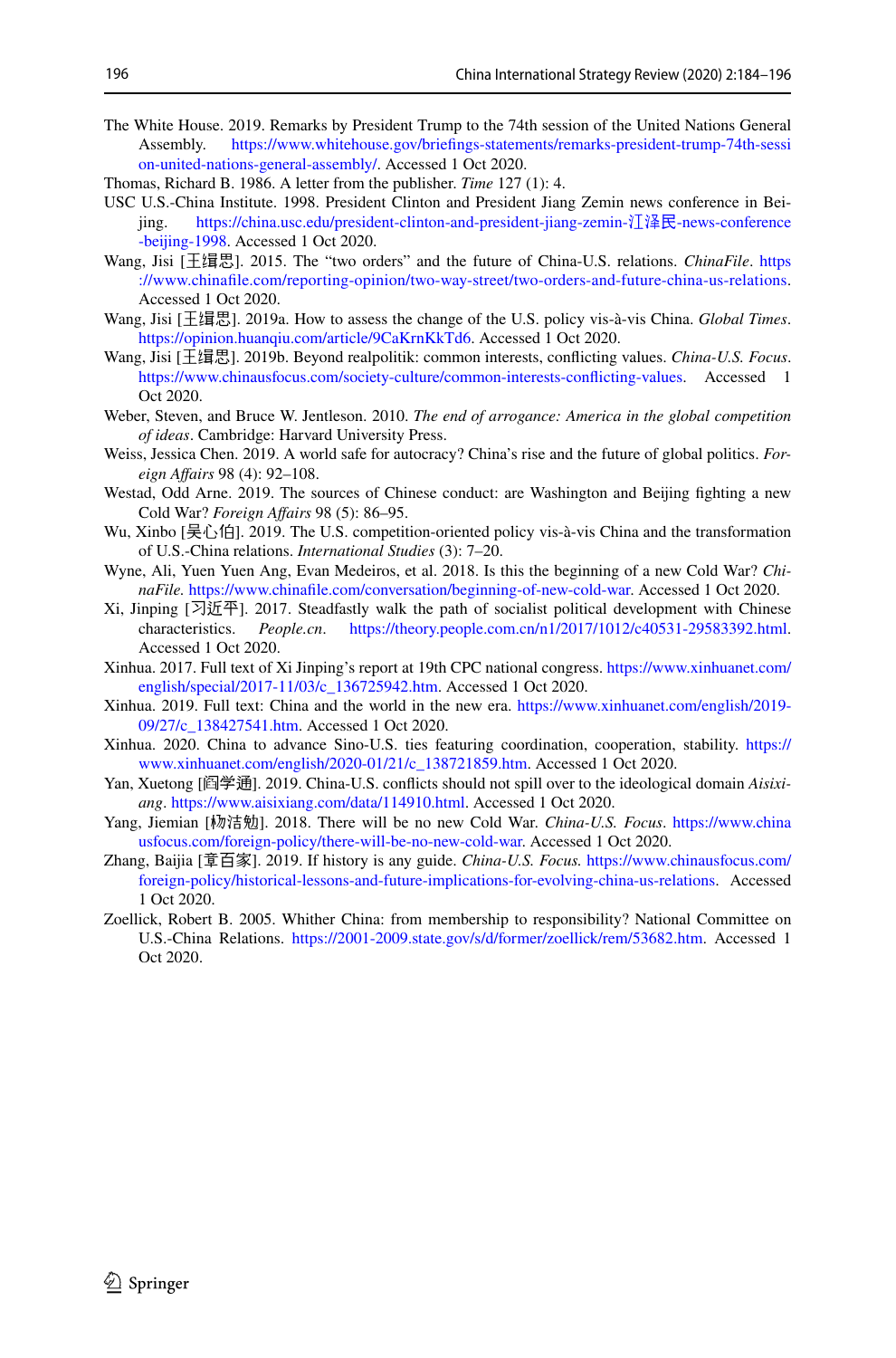The White House. 2019. Remarks by President Trump to the 74th session of the United Nations General Assembly. https://www.whitehouse.gov/briefings-statements/remarks-president-trump-74th-session-united-nations-general-assembly/. Accessed 1 Oct 2020.

Thomas, Richard B. 1986. A letter from the publisher. *Time* 127 (1): 4.

USC U.S.-China Institute. 1998. President Clinton and President Jiang Zemin news conference in Beijing. https://china.usc.edu/president-clinton-and-president-jiang-zemin-江泽民-news-conference-beijing-1998. Accessed 1 Oct 2020.

Wang, Jisi [王缉思]. 2015. The "two orders" and the future of China-U.S. relations. *ChinaFile*. https://www.chinafile.com/reporting-opinion/two-way-street/two-orders-and-future-china-us-relations. Accessed 1 Oct 2020.

Wang, Jisi [王缉思]. 2019a. How to assess the change of the U.S. policy vis-à-vis China. *Global Times*. https://opinion.huanqiu.com/article/9CaKrnKkTd6. Accessed 1 Oct 2020.

Wang, Jisi [王缉思]. 2019b. Beyond realpolitik: common interests, conflicting values. *China-U.S. Focus*. https://www.chinausfocus.com/society-culture/common-interests-conflicting-values. Accessed 1 Oct 2020.

Weber, Steven, and Bruce W. Jentleson. 2010. *The end of arrogance: America in the global competition of ideas*. Cambridge: Harvard University Press.

Weiss, Jessica Chen. 2019. A world safe for autocracy? China's rise and the future of global politics. *Foreign Affairs* 98 (4): 92–108.

Westad, Odd Arne. 2019. The sources of Chinese conduct: are Washington and Beijing fighting a new Cold War? *Foreign Affairs* 98 (5): 86–95.

Wu, Xinbo [吴心伯]. 2019. The U.S. competition-oriented policy vis-à-vis China and the transformation of U.S.-China relations. *International Studies* (3): 7–20.

Wyne, Ali, Yuen Yuen Ang, Evan Medeiros, et al. 2018. Is this the beginning of a new Cold War? *ChinaFile*. https://www.chinafile.com/conversation/beginning-of-new-cold-war. Accessed 1 Oct 2020.

Xi, Jinping [习近平]. 2017. Steadfastly walk the path of socialist political development with Chinese characteristics. *People.cn*. https://theory.people.com.cn/n1/2017/1012/c40531-29583392.html. Accessed 1 Oct 2020.

Xinhua. 2017. Full text of Xi Jinping's report at 19th CPC national congress. https://www.xinhuanet.com/english/special/2017-11/03/c_136725942.htm. Accessed 1 Oct 2020.

Xinhua. 2019. Full text: China and the world in the new era. https://www.xinhuanet.com/english/2019-09/27/c_138427541.htm. Accessed 1 Oct 2020.

Xinhua. 2020. China to advance Sino-U.S. ties featuring coordination, cooperation, stability. https://www.xinhuanet.com/english/2020-01/21/c_138721859.htm. Accessed 1 Oct 2020.

Yan, Xuetong [阎学通]. 2019. China-U.S. conflicts should not spill over to the ideological domain *Aisixiang*. https://www.aisixiang.com/data/114910.html. Accessed 1 Oct 2020.

Yang, Jiemian [杨洁勉]. 2018. There will be no new Cold War. *China-U.S. Focus*. https://www.chinausfocus.com/foreign-policy/there-will-be-no-new-cold-war. Accessed 1 Oct 2020.

Zhang, Baijia [章百家]. 2019. If history is any guide. *China-U.S. Focus*. https://www.chinausfocus.com/foreign-policy/historical-lessons-and-future-implications-for-evolving-china-us-relations. Accessed 1 Oct 2020.

Zoellick, Robert B. 2005. Whither China: from membership to responsibility? National Committee on U.S.-China Relations. https://2001-2009.state.gov/s/d/former/zoellick/rem/53682.htm. Accessed 1 Oct 2020.